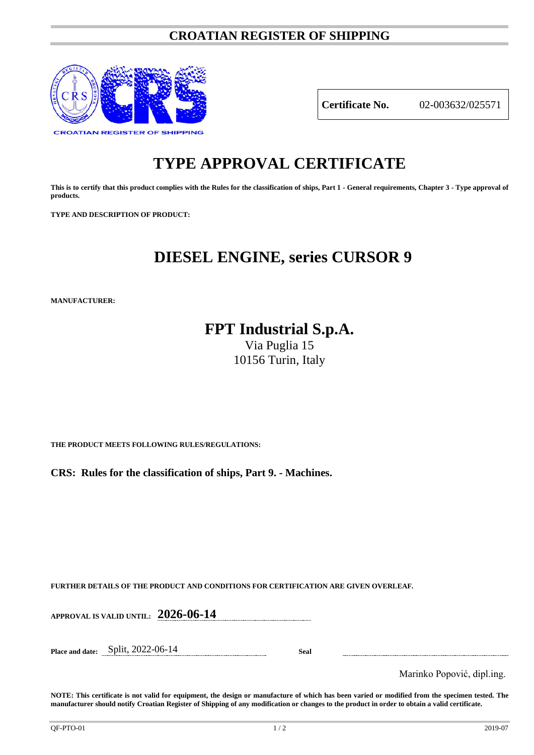# CROATIAN REGISTER OF SHIPPING

**Certificate No.** 02-003632/025571

# TYPE APPROVAL CERTIFICATE

**This is to certify that this product complies with the Rules for the classification of ships, Part 1 - General requirements, Chapter 3 - Type approval of products.**

**TYPE AND DESCRIPTION OF PRODUCT:**

## DIESEL ENGINE, series CURSOR 9

**MANUFACTURER:**

**FPT Industrial S.p.A.**
Via Puglia 15
10156 Turin, Italy

**THE PRODUCT MEETS FOLLOWING RULES/REGULATIONS:**

**CRS: Rules for the classification of ships, Part 9. - Machines.**

**FURTHER DETAILS OF THE PRODUCT AND CONDITIONS FOR CERTIFICATION ARE GIVEN OVERLEAF.**

**APPROVAL IS VALID UNTIL:** **2026-06-14**

**Place and date:** Split, 2022-06-14

**Seal**

Marinko Popović, dipl.ing.

**NOTE: This certificate is not valid for equipment, the design or manufacture of which has been varied or modified from the specimen tested. The manufacturer should notify Croatian Register of Shipping of any modification or changes to the product in order to obtain a valid certificate.**

QF-PTO-01 2019-07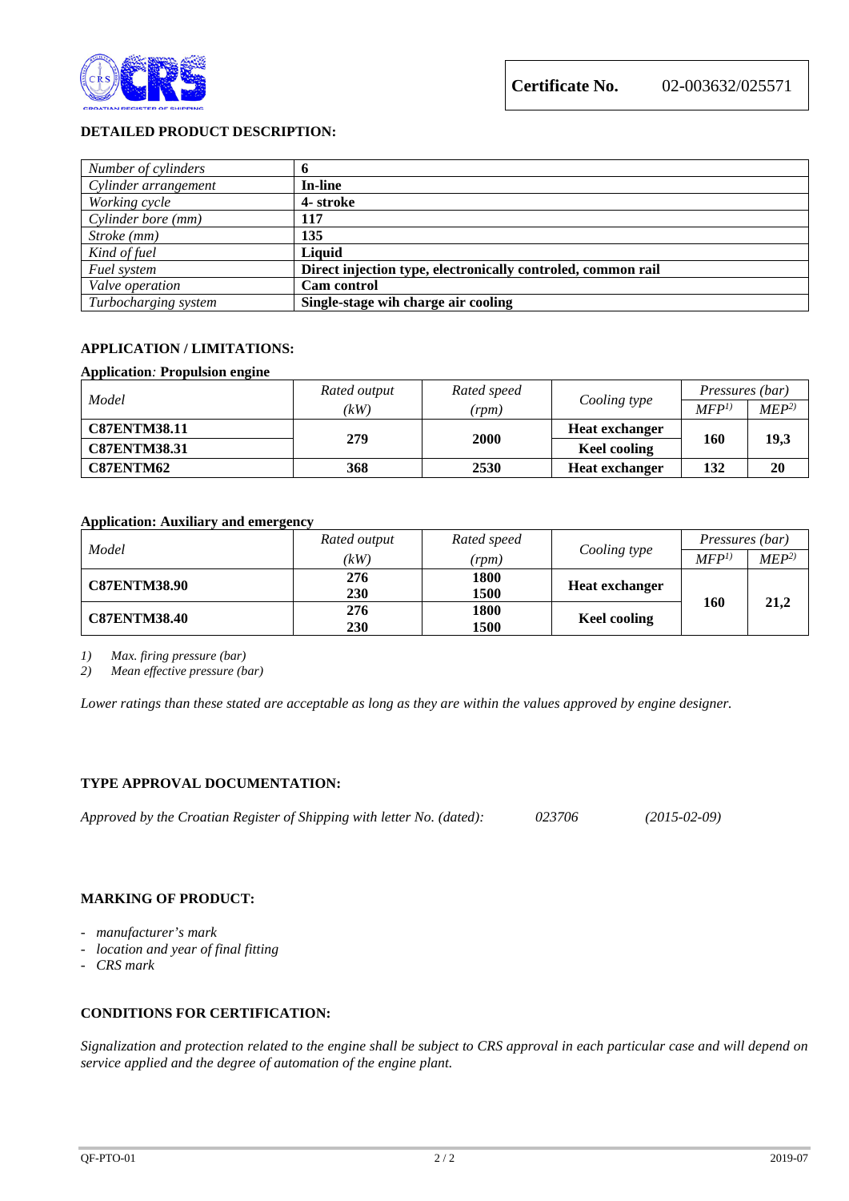**Certificate No.** 02-003632/025571

## DETAILED PRODUCT DESCRIPTION:

| | |
|---|---|
| *Number of cylinders* | **6** |
| *Cylinder arrangement* | **In-line** |
| *Working cycle* | **4- stroke** |
| *Cylinder bore (mm)* | **117** |
| *Stroke (mm)* | **135** |
| *Kind of fuel* | **Liquid** |
| *Fuel system* | **Direct injection type, electronically controled, common rail** |
| *Valve operation* | **Cam control** |
| *Turbocharging system* | **Single-stage wih charge air cooling** |

## APPLICATION / LIMITATIONS:

**Application*:* Propulsion engine**

| *Model* | *Rated output (kW)* | *Rated speed (rpm)* | *Cooling type* | *Pressures (bar)* | |
|---|---|---|---|---|---|
| | | | | *MFP*[1)] | *MEP*[2)] |
| **C87ENTM38.11** | **279** | **2000** | **Heat exchanger** | **160** | **19,3** |
| **C87ENTM38.31** | **279** | **2000** | **Keel cooling** | **160** | **19,3** |
| **C87ENTM62** | **368** | **2530** | **Heat exchanger** | **132** | **20** |

**Application: Auxiliary and emergency**

| *Model* | *Rated output (kW)* | *Rated speed (rpm)* | *Cooling type* | *Pressures (bar)* | |
|---|---|---|---|---|---|
| | | | | *MFP*[1)] | *MEP*[2)] |
| **C87ENTM38.90** | **276** / **230** | **1800** / **1500** | **Heat exchanger** | **160** | **21,2** |
| **C87ENTM38.40** | **276** / **230** | **1800** / **1500** | **Keel cooling** | **160** | **21,2** |

*1) Max. firing pressure (bar)*
*2) Mean effective pressure (bar)*

*Lower ratings than these stated are acceptable as long as they are within the values approved by engine designer.*

## TYPE APPROVAL DOCUMENTATION:

*Approved by the Croatian Register of Shipping with letter No. (dated):* *023706* *(2015-02-09)*

## MARKING OF PRODUCT:

- *manufacturer's mark*
- *location and year of final fitting*
- *CRS mark*

## CONDITIONS FOR CERTIFICATION:

*Signalization and protection related to the engine shall be subject to CRS approval in each particular case and will depend on service applied and the degree of automation of the engine plant.*